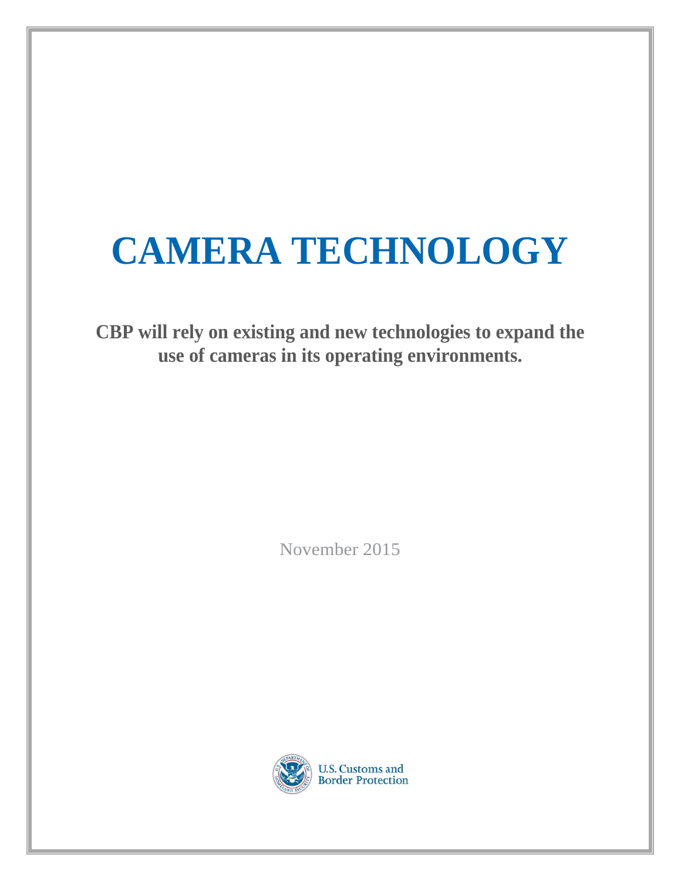# CAMERA TECHNOLOGY

**CBP will rely on existing and new technologies to expand the use of cameras in its operating environments.**

November 2015

U.S. Customs and Border Protection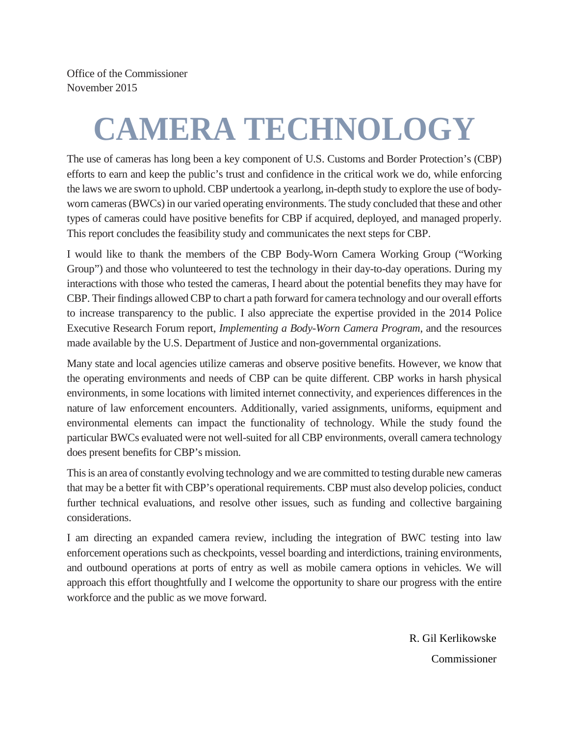Office of the Commissioner
November 2015

# CAMERA TECHNOLOGY

The use of cameras has long been a key component of U.S. Customs and Border Protection's (CBP) efforts to earn and keep the public's trust and confidence in the critical work we do, while enforcing the laws we are sworn to uphold. CBP undertook a yearlong, in-depth study to explore the use of body-worn cameras (BWCs) in our varied operating environments. The study concluded that these and other types of cameras could have positive benefits for CBP if acquired, deployed, and managed properly. This report concludes the feasibility study and communicates the next steps for CBP.

I would like to thank the members of the CBP Body-Worn Camera Working Group ("Working Group") and those who volunteered to test the technology in their day-to-day operations. During my interactions with those who tested the cameras, I heard about the potential benefits they may have for CBP. Their findings allowed CBP to chart a path forward for camera technology and our overall efforts to increase transparency to the public. I also appreciate the expertise provided in the 2014 Police Executive Research Forum report, *Implementing a Body-Worn Camera Program*, and the resources made available by the U.S. Department of Justice and non-governmental organizations.

Many state and local agencies utilize cameras and observe positive benefits. However, we know that the operating environments and needs of CBP can be quite different. CBP works in harsh physical environments, in some locations with limited internet connectivity, and experiences differences in the nature of law enforcement encounters. Additionally, varied assignments, uniforms, equipment and environmental elements can impact the functionality of technology. While the study found the particular BWCs evaluated were not well-suited for all CBP environments, overall camera technology does present benefits for CBP's mission.

This is an area of constantly evolving technology and we are committed to testing durable new cameras that may be a better fit with CBP's operational requirements. CBP must also develop policies, conduct further technical evaluations, and resolve other issues, such as funding and collective bargaining considerations.

I am directing an expanded camera review, including the integration of BWC testing into law enforcement operations such as checkpoints, vessel boarding and interdictions, training environments, and outbound operations at ports of entry as well as mobile camera options in vehicles. We will approach this effort thoughtfully and I welcome the opportunity to share our progress with the entire workforce and the public as we move forward.

R. Gil Kerlikowske
Commissioner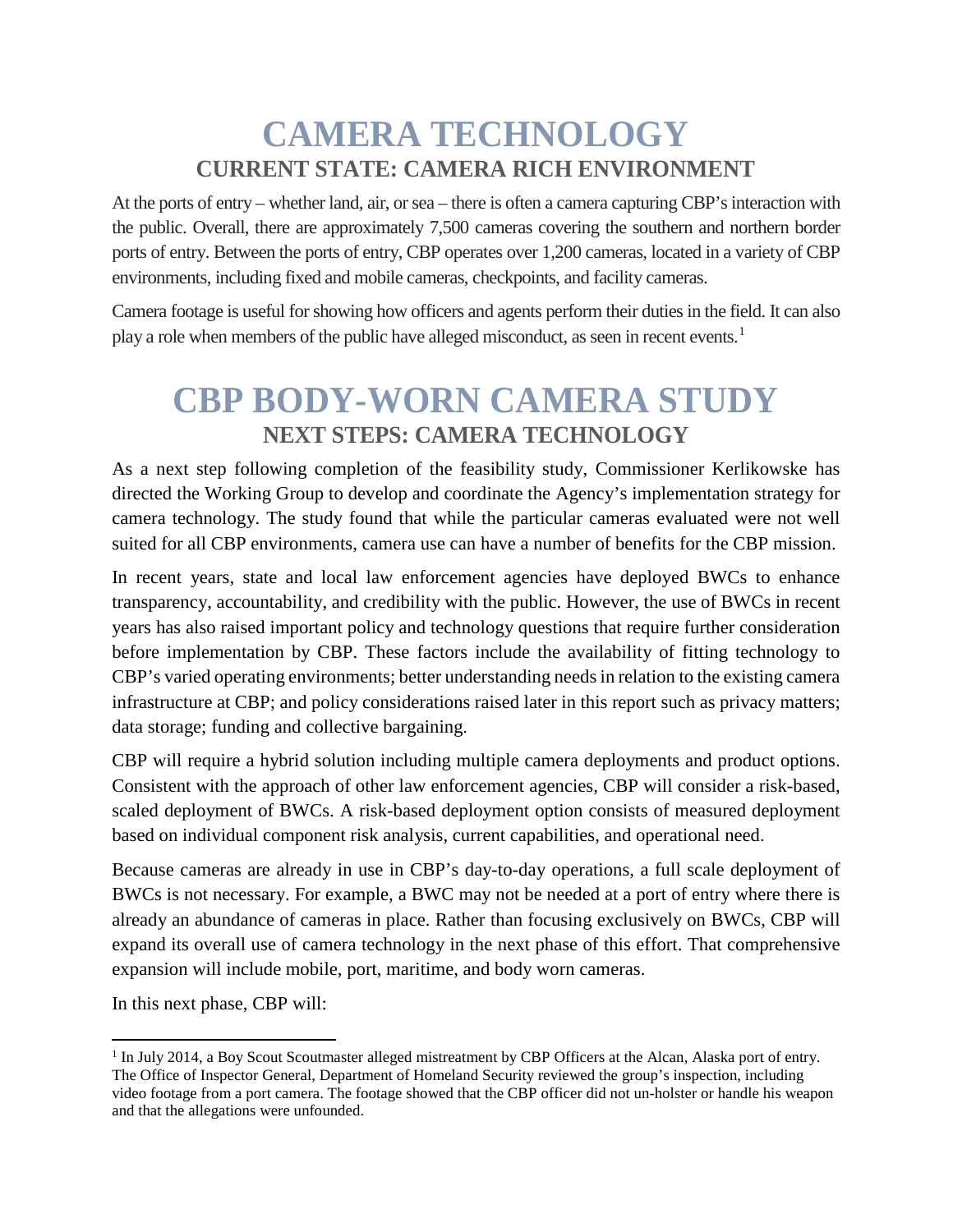# CAMERA TECHNOLOGY

## CURRENT STATE: CAMERA RICH ENVIRONMENT

At the ports of entry – whether land, air, or sea – there is often a camera capturing CBP's interaction with the public. Overall, there are approximately 7,500 cameras covering the southern and northern border ports of entry. Between the ports of entry, CBP operates over 1,200 cameras, located in a variety of CBP environments, including fixed and mobile cameras, checkpoints, and facility cameras.

Camera footage is useful for showing how officers and agents perform their duties in the field. It can also play a role when members of the public have alleged misconduct, as seen in recent events.[1]

# CBP BODY-WORN CAMERA STUDY

## NEXT STEPS: CAMERA TECHNOLOGY

As a next step following completion of the feasibility study, Commissioner Kerlikowske has directed the Working Group to develop and coordinate the Agency's implementation strategy for camera technology. The study found that while the particular cameras evaluated were not well suited for all CBP environments, camera use can have a number of benefits for the CBP mission.

In recent years, state and local law enforcement agencies have deployed BWCs to enhance transparency, accountability, and credibility with the public. However, the use of BWCs in recent years has also raised important policy and technology questions that require further consideration before implementation by CBP. These factors include the availability of fitting technology to CBP's varied operating environments; better understanding needs in relation to the existing camera infrastructure at CBP; and policy considerations raised later in this report such as privacy matters; data storage; funding and collective bargaining.

CBP will require a hybrid solution including multiple camera deployments and product options. Consistent with the approach of other law enforcement agencies, CBP will consider a risk-based, scaled deployment of BWCs. A risk-based deployment option consists of measured deployment based on individual component risk analysis, current capabilities, and operational need.

Because cameras are already in use in CBP's day-to-day operations, a full scale deployment of BWCs is not necessary. For example, a BWC may not be needed at a port of entry where there is already an abundance of cameras in place. Rather than focusing exclusively on BWCs, CBP will expand its overall use of camera technology in the next phase of this effort. That comprehensive expansion will include mobile, port, maritime, and body worn cameras.

In this next phase, CBP will:

---

[1] In July 2014, a Boy Scout Scoutmaster alleged mistreatment by CBP Officers at the Alcan, Alaska port of entry. The Office of Inspector General, Department of Homeland Security reviewed the group's inspection, including video footage from a port camera. The footage showed that the CBP officer did not un-holster or handle his weapon and that the allegations were unfounded.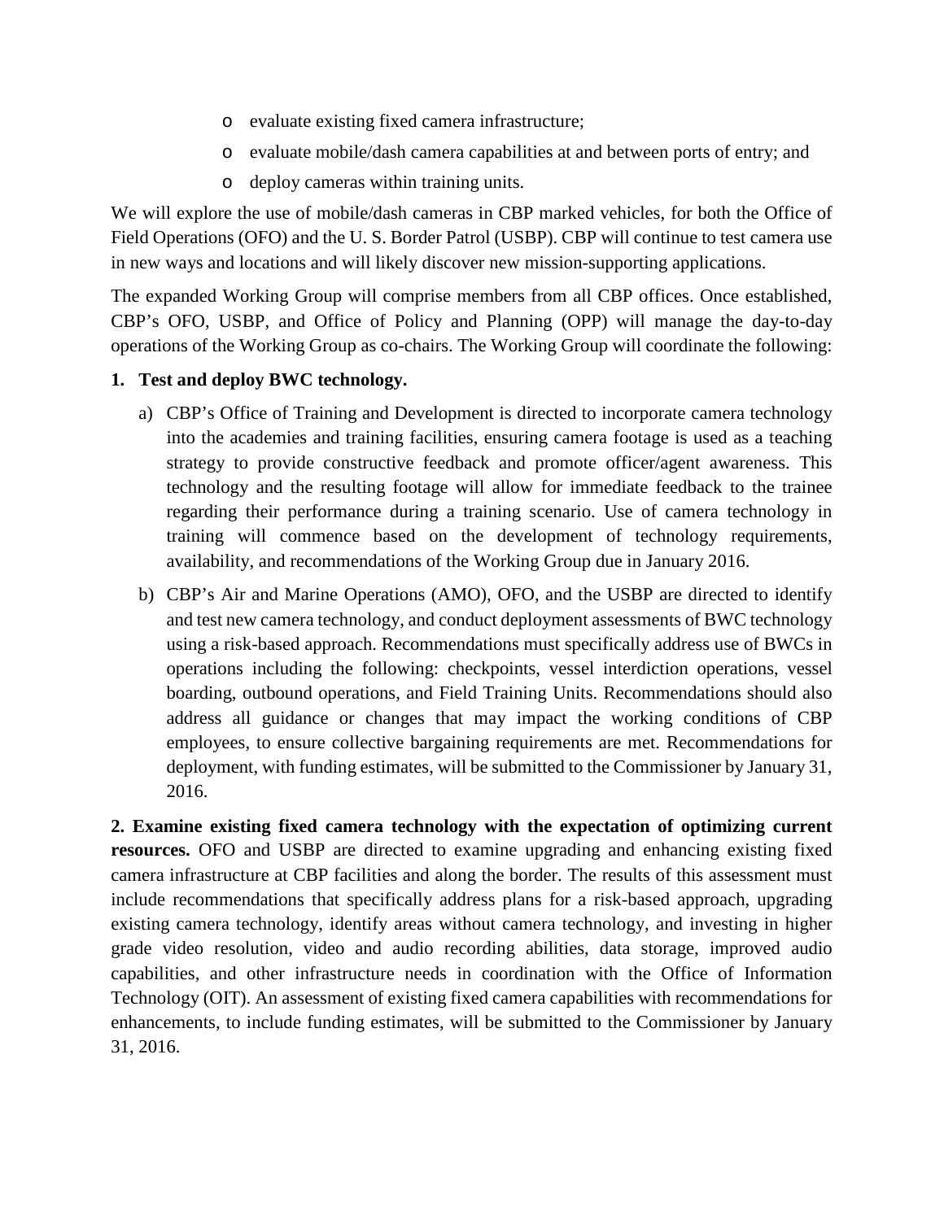- evaluate existing fixed camera infrastructure;
- evaluate mobile/dash camera capabilities at and between ports of entry; and
- deploy cameras within training units.

We will explore the use of mobile/dash cameras in CBP marked vehicles, for both the Office of Field Operations (OFO) and the U. S. Border Patrol (USBP). CBP will continue to test camera use in new ways and locations and will likely discover new mission-supporting applications.

The expanded Working Group will comprise members from all CBP offices. Once established, CBP's OFO, USBP, and Office of Policy and Planning (OPP) will manage the day-to-day operations of the Working Group as co-chairs. The Working Group will coordinate the following:

**1. Test and deploy BWC technology.**

a) CBP's Office of Training and Development is directed to incorporate camera technology into the academies and training facilities, ensuring camera footage is used as a teaching strategy to provide constructive feedback and promote officer/agent awareness. This technology and the resulting footage will allow for immediate feedback to the trainee regarding their performance during a training scenario. Use of camera technology in training will commence based on the development of technology requirements, availability, and recommendations of the Working Group due in January 2016.

b) CBP's Air and Marine Operations (AMO), OFO, and the USBP are directed to identify and test new camera technology, and conduct deployment assessments of BWC technology using a risk-based approach. Recommendations must specifically address use of BWCs in operations including the following: checkpoints, vessel interdiction operations, vessel boarding, outbound operations, and Field Training Units. Recommendations should also address all guidance or changes that may impact the working conditions of CBP employees, to ensure collective bargaining requirements are met. Recommendations for deployment, with funding estimates, will be submitted to the Commissioner by January 31, 2016.

**2. Examine existing fixed camera technology with the expectation of optimizing current resources.** OFO and USBP are directed to examine upgrading and enhancing existing fixed camera infrastructure at CBP facilities and along the border. The results of this assessment must include recommendations that specifically address plans for a risk-based approach, upgrading existing camera technology, identify areas without camera technology, and investing in higher grade video resolution, video and audio recording abilities, data storage, improved audio capabilities, and other infrastructure needs in coordination with the Office of Information Technology (OIT). An assessment of existing fixed camera capabilities with recommendations for enhancements, to include funding estimates, will be submitted to the Commissioner by January 31, 2016.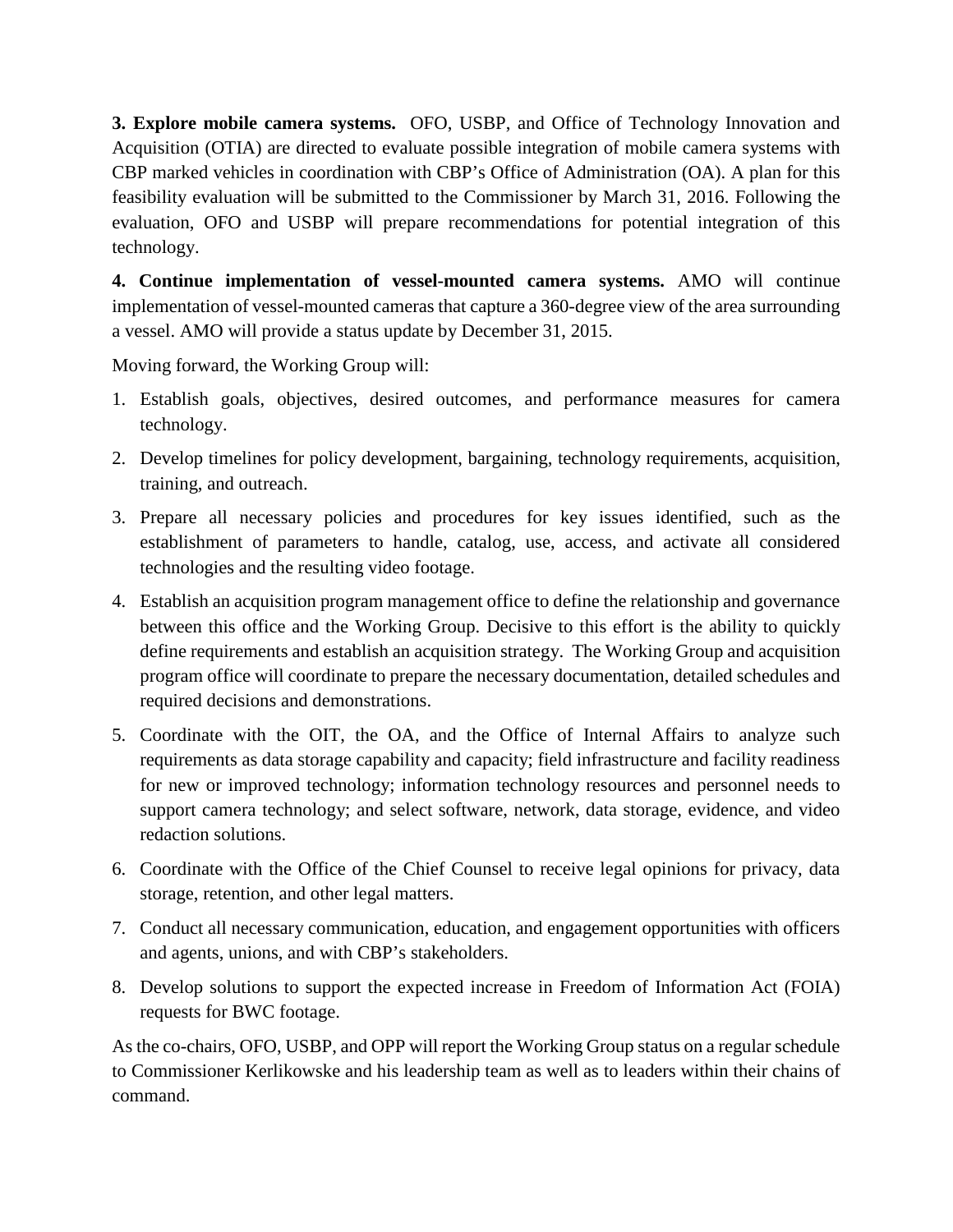**3. Explore mobile camera systems.** OFO, USBP, and Office of Technology Innovation and Acquisition (OTIA) are directed to evaluate possible integration of mobile camera systems with CBP marked vehicles in coordination with CBP's Office of Administration (OA). A plan for this feasibility evaluation will be submitted to the Commissioner by March 31, 2016. Following the evaluation, OFO and USBP will prepare recommendations for potential integration of this technology.

**4. Continue implementation of vessel-mounted camera systems.** AMO will continue implementation of vessel-mounted cameras that capture a 360-degree view of the area surrounding a vessel. AMO will provide a status update by December 31, 2015.

Moving forward, the Working Group will:

1. Establish goals, objectives, desired outcomes, and performance measures for camera technology.
2. Develop timelines for policy development, bargaining, technology requirements, acquisition, training, and outreach.
3. Prepare all necessary policies and procedures for key issues identified, such as the establishment of parameters to handle, catalog, use, access, and activate all considered technologies and the resulting video footage.
4. Establish an acquisition program management office to define the relationship and governance between this office and the Working Group. Decisive to this effort is the ability to quickly define requirements and establish an acquisition strategy. The Working Group and acquisition program office will coordinate to prepare the necessary documentation, detailed schedules and required decisions and demonstrations.
5. Coordinate with the OIT, the OA, and the Office of Internal Affairs to analyze such requirements as data storage capability and capacity; field infrastructure and facility readiness for new or improved technology; information technology resources and personnel needs to support camera technology; and select software, network, data storage, evidence, and video redaction solutions.
6. Coordinate with the Office of the Chief Counsel to receive legal opinions for privacy, data storage, retention, and other legal matters.
7. Conduct all necessary communication, education, and engagement opportunities with officers and agents, unions, and with CBP's stakeholders.
8. Develop solutions to support the expected increase in Freedom of Information Act (FOIA) requests for BWC footage.

As the co-chairs, OFO, USBP, and OPP will report the Working Group status on a regular schedule to Commissioner Kerlikowske and his leadership team as well as to leaders within their chains of command.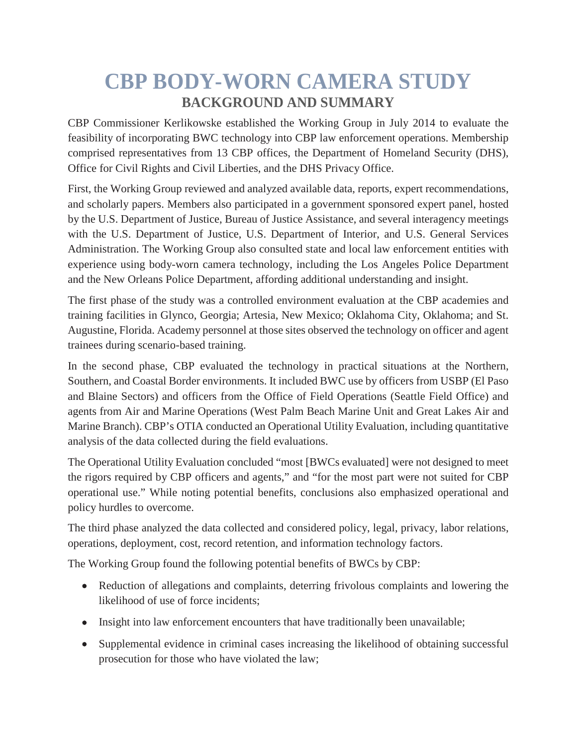# CBP BODY-WORN CAMERA STUDY

## BACKGROUND AND SUMMARY

CBP Commissioner Kerlikowske established the Working Group in July 2014 to evaluate the feasibility of incorporating BWC technology into CBP law enforcement operations. Membership comprised representatives from 13 CBP offices, the Department of Homeland Security (DHS), Office for Civil Rights and Civil Liberties, and the DHS Privacy Office.

First, the Working Group reviewed and analyzed available data, reports, expert recommendations, and scholarly papers. Members also participated in a government sponsored expert panel, hosted by the U.S. Department of Justice, Bureau of Justice Assistance, and several interagency meetings with the U.S. Department of Justice, U.S. Department of Interior, and U.S. General Services Administration. The Working Group also consulted state and local law enforcement entities with experience using body-worn camera technology, including the Los Angeles Police Department and the New Orleans Police Department, affording additional understanding and insight.

The first phase of the study was a controlled environment evaluation at the CBP academies and training facilities in Glynco, Georgia; Artesia, New Mexico; Oklahoma City, Oklahoma; and St. Augustine, Florida. Academy personnel at those sites observed the technology on officer and agent trainees during scenario-based training.

In the second phase, CBP evaluated the technology in practical situations at the Northern, Southern, and Coastal Border environments. It included BWC use by officers from USBP (El Paso and Blaine Sectors) and officers from the Office of Field Operations (Seattle Field Office) and agents from Air and Marine Operations (West Palm Beach Marine Unit and Great Lakes Air and Marine Branch). CBP's OTIA conducted an Operational Utility Evaluation, including quantitative analysis of the data collected during the field evaluations.

The Operational Utility Evaluation concluded "most [BWCs evaluated] were not designed to meet the rigors required by CBP officers and agents," and "for the most part were not suited for CBP operational use." While noting potential benefits, conclusions also emphasized operational and policy hurdles to overcome.

The third phase analyzed the data collected and considered policy, legal, privacy, labor relations, operations, deployment, cost, record retention, and information technology factors.

The Working Group found the following potential benefits of BWCs by CBP:

- Reduction of allegations and complaints, deterring frivolous complaints and lowering the likelihood of use of force incidents;
- Insight into law enforcement encounters that have traditionally been unavailable;
- Supplemental evidence in criminal cases increasing the likelihood of obtaining successful prosecution for those who have violated the law;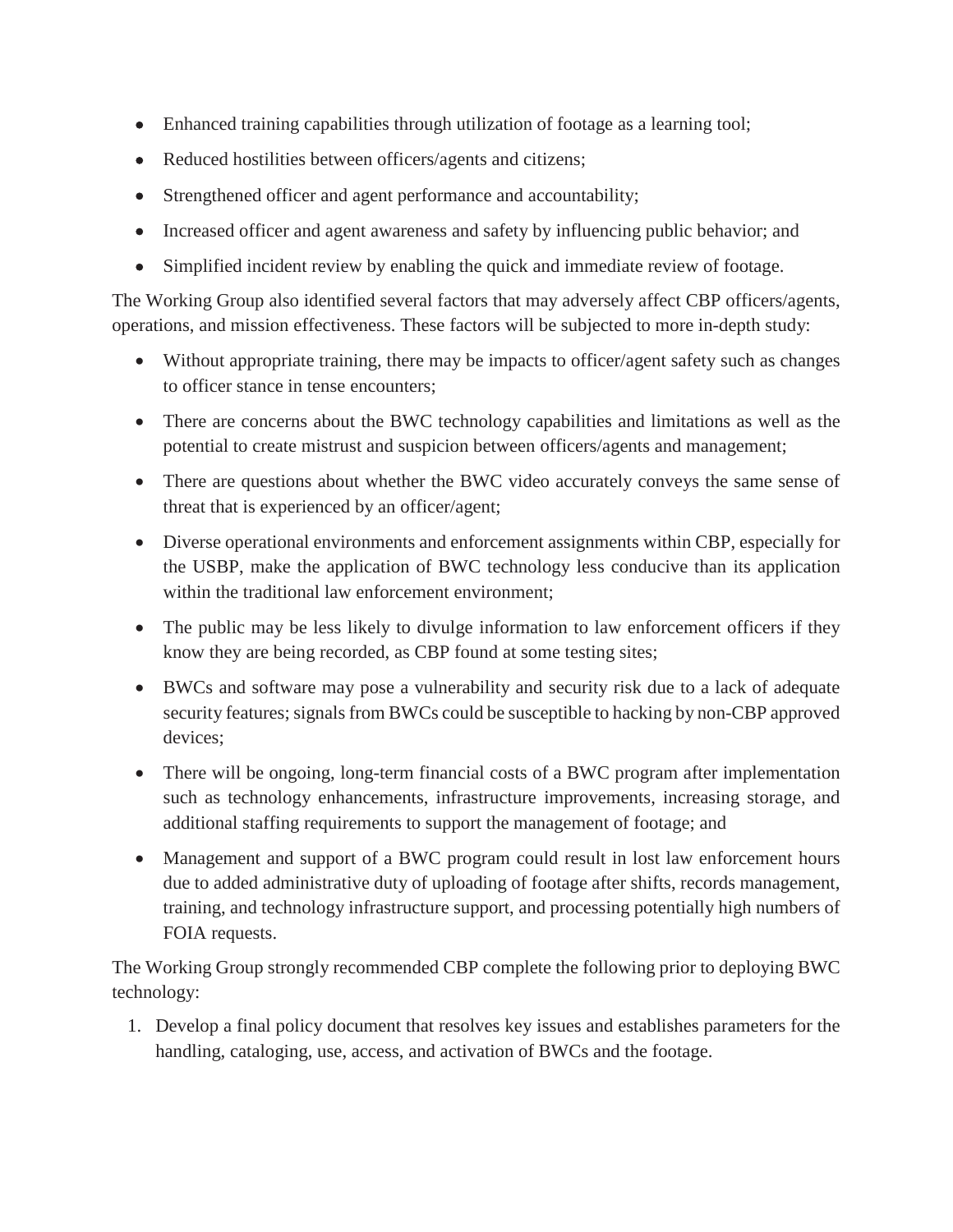- Enhanced training capabilities through utilization of footage as a learning tool;
- Reduced hostilities between officers/agents and citizens;
- Strengthened officer and agent performance and accountability;
- Increased officer and agent awareness and safety by influencing public behavior; and
- Simplified incident review by enabling the quick and immediate review of footage.

The Working Group also identified several factors that may adversely affect CBP officers/agents, operations, and mission effectiveness. These factors will be subjected to more in-depth study:

- Without appropriate training, there may be impacts to officer/agent safety such as changes to officer stance in tense encounters;
- There are concerns about the BWC technology capabilities and limitations as well as the potential to create mistrust and suspicion between officers/agents and management;
- There are questions about whether the BWC video accurately conveys the same sense of threat that is experienced by an officer/agent;
- Diverse operational environments and enforcement assignments within CBP, especially for the USBP, make the application of BWC technology less conducive than its application within the traditional law enforcement environment;
- The public may be less likely to divulge information to law enforcement officers if they know they are being recorded, as CBP found at some testing sites;
- BWCs and software may pose a vulnerability and security risk due to a lack of adequate security features; signals from BWCs could be susceptible to hacking by non-CBP approved devices;
- There will be ongoing, long-term financial costs of a BWC program after implementation such as technology enhancements, infrastructure improvements, increasing storage, and additional staffing requirements to support the management of footage; and
- Management and support of a BWC program could result in lost law enforcement hours due to added administrative duty of uploading of footage after shifts, records management, training, and technology infrastructure support, and processing potentially high numbers of FOIA requests.

The Working Group strongly recommended CBP complete the following prior to deploying BWC technology:

1. Develop a final policy document that resolves key issues and establishes parameters for the handling, cataloging, use, access, and activation of BWCs and the footage.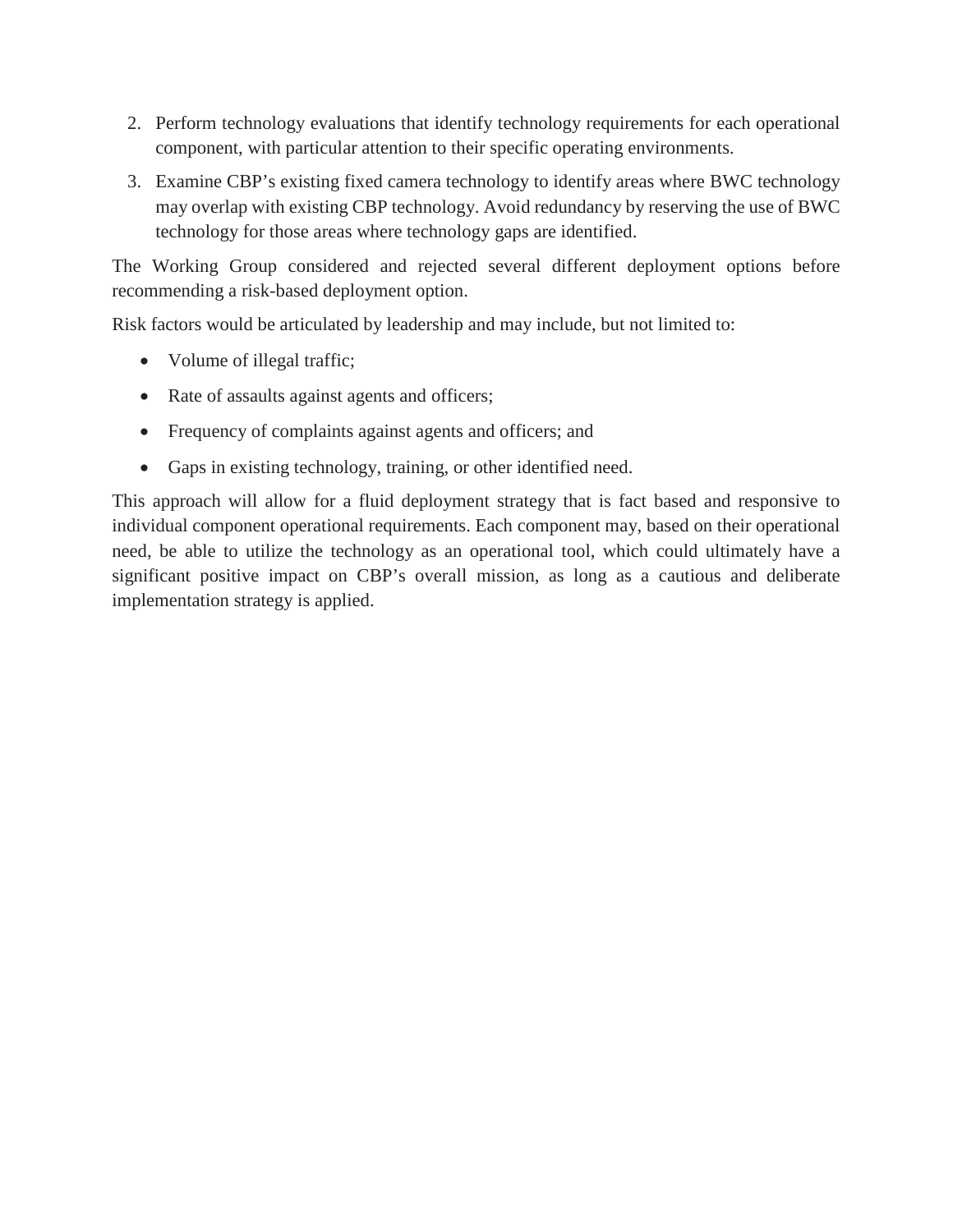2. Perform technology evaluations that identify technology requirements for each operational component, with particular attention to their specific operating environments.
3. Examine CBP's existing fixed camera technology to identify areas where BWC technology may overlap with existing CBP technology. Avoid redundancy by reserving the use of BWC technology for those areas where technology gaps are identified.

The Working Group considered and rejected several different deployment options before recommending a risk-based deployment option.

Risk factors would be articulated by leadership and may include, but not limited to:

- Volume of illegal traffic;
- Rate of assaults against agents and officers;
- Frequency of complaints against agents and officers; and
- Gaps in existing technology, training, or other identified need.

This approach will allow for a fluid deployment strategy that is fact based and responsive to individual component operational requirements. Each component may, based on their operational need, be able to utilize the technology as an operational tool, which could ultimately have a significant positive impact on CBP's overall mission, as long as a cautious and deliberate implementation strategy is applied.